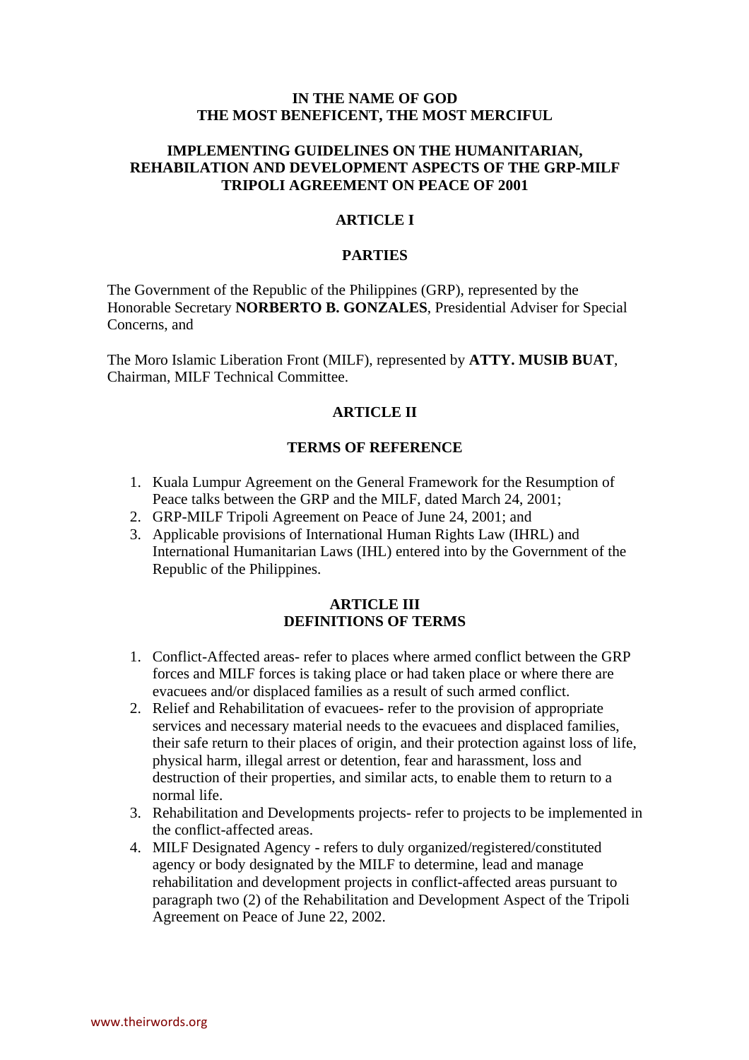**IN THE NAME OF GOD**
**THE MOST BENEFICENT, THE MOST MERCIFUL**

# IMPLEMENTING GUIDELINES ON THE HUMANITARIAN, REHABILATION AND DEVELOPMENT ASPECTS OF THE GRP-MILF TRIPOLI AGREEMENT ON PEACE OF 2001

## ARTICLE I

## PARTIES

The Government of the Republic of the Philippines (GRP), represented by the Honorable Secretary **NORBERTO B. GONZALES**, Presidential Adviser for Special Concerns, and

The Moro Islamic Liberation Front (MILF), represented by **ATTY. MUSIB BUAT**, Chairman, MILF Technical Committee.

## ARTICLE II

## TERMS OF REFERENCE

1. Kuala Lumpur Agreement on the General Framework for the Resumption of Peace talks between the GRP and the MILF, dated March 24, 2001;
2. GRP-MILF Tripoli Agreement on Peace of June 24, 2001; and
3. Applicable provisions of International Human Rights Law (IHRL) and International Humanitarian Laws (IHL) entered into by the Government of the Republic of the Philippines.

## ARTICLE III
## DEFINITIONS OF TERMS

1. Conflict-Affected areas- refer to places where armed conflict between the GRP forces and MILF forces is taking place or had taken place or where there are evacuees and/or displaced families as a result of such armed conflict.
2. Relief and Rehabilitation of evacuees- refer to the provision of appropriate services and necessary material needs to the evacuees and displaced families, their safe return to their places of origin, and their protection against loss of life, physical harm, illegal arrest or detention, fear and harassment, loss and destruction of their properties, and similar acts, to enable them to return to a normal life.
3. Rehabilitation and Developments projects- refer to projects to be implemented in the conflict-affected areas.
4. MILF Designated Agency - refers to duly organized/registered/constituted agency or body designated by the MILF to determine, lead and manage rehabilitation and development projects in conflict-affected areas pursuant to paragraph two (2) of the Rehabilitation and Development Aspect of the Tripoli Agreement on Peace of June 22, 2002.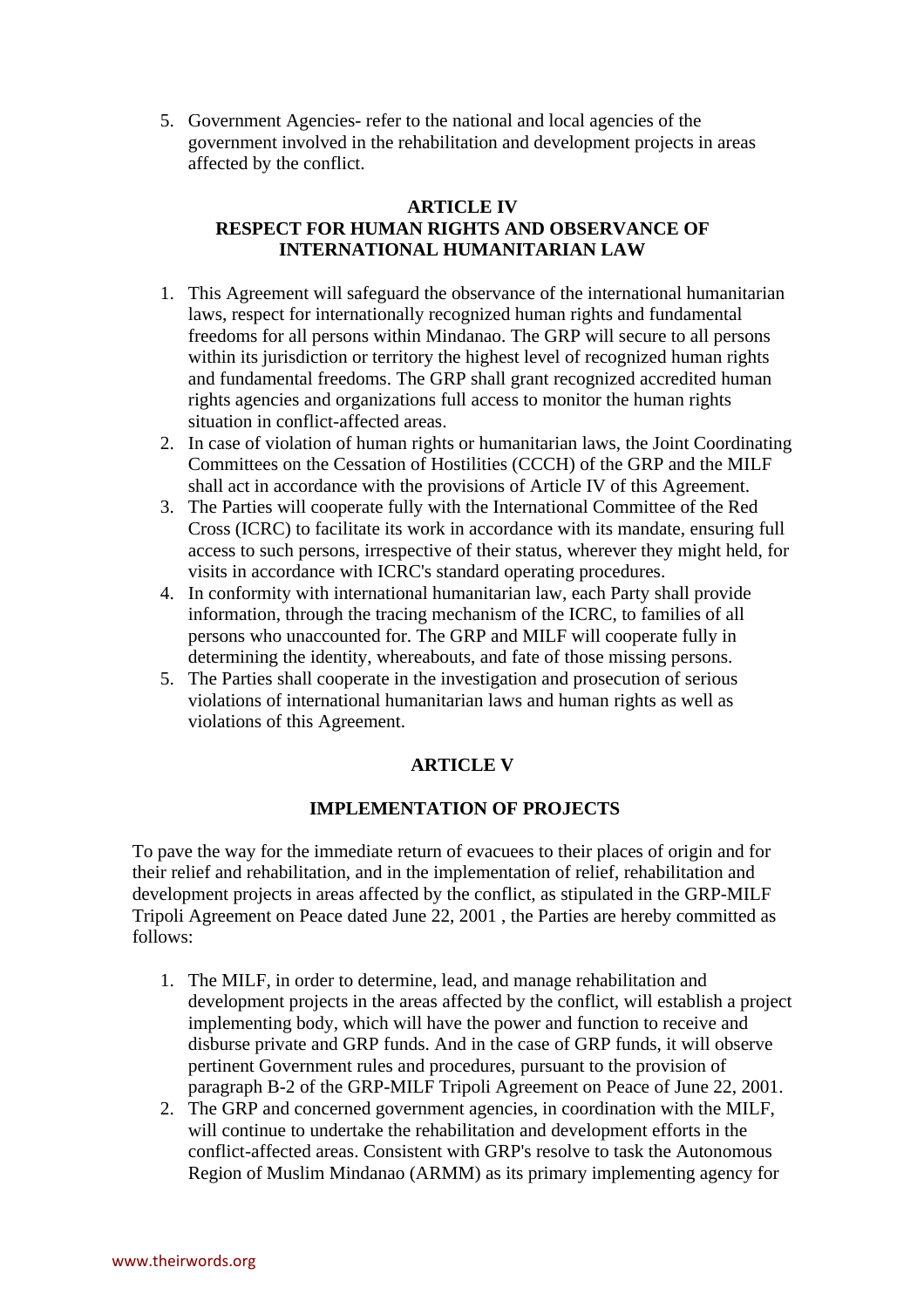5. Government Agencies- refer to the national and local agencies of the government involved in the rehabilitation and development projects in areas affected by the conflict.

## ARTICLE IV
## RESPECT FOR HUMAN RIGHTS AND OBSERVANCE OF INTERNATIONAL HUMANITARIAN LAW

1. This Agreement will safeguard the observance of the international humanitarian laws, respect for internationally recognized human rights and fundamental freedoms for all persons within Mindanao. The GRP will secure to all persons within its jurisdiction or territory the highest level of recognized human rights and fundamental freedoms. The GRP shall grant recognized accredited human rights agencies and organizations full access to monitor the human rights situation in conflict-affected areas.
2. In case of violation of human rights or humanitarian laws, the Joint Coordinating Committees on the Cessation of Hostilities (CCCH) of the GRP and the MILF shall act in accordance with the provisions of Article IV of this Agreement.
3. The Parties will cooperate fully with the International Committee of the Red Cross (ICRC) to facilitate its work in accordance with its mandate, ensuring full access to such persons, irrespective of their status, wherever they might held, for visits in accordance with ICRC's standard operating procedures.
4. In conformity with international humanitarian law, each Party shall provide information, through the tracing mechanism of the ICRC, to families of all persons who unaccounted for. The GRP and MILF will cooperate fully in determining the identity, whereabouts, and fate of those missing persons.
5. The Parties shall cooperate in the investigation and prosecution of serious violations of international humanitarian laws and human rights as well as violations of this Agreement.

## ARTICLE V

## IMPLEMENTATION OF PROJECTS

To pave the way for the immediate return of evacuees to their places of origin and for their relief and rehabilitation, and in the implementation of relief, rehabilitation and development projects in areas affected by the conflict, as stipulated in the GRP-MILF Tripoli Agreement on Peace dated June 22, 2001 , the Parties are hereby committed as follows:

1. The MILF, in order to determine, lead, and manage rehabilitation and development projects in the areas affected by the conflict, will establish a project implementing body, which will have the power and function to receive and disburse private and GRP funds. And in the case of GRP funds, it will observe pertinent Government rules and procedures, pursuant to the provision of paragraph B-2 of the GRP-MILF Tripoli Agreement on Peace of June 22, 2001.
2. The GRP and concerned government agencies, in coordination with the MILF, will continue to undertake the rehabilitation and development efforts in the conflict-affected areas. Consistent with GRP's resolve to task the Autonomous Region of Muslim Mindanao (ARMM) as its primary implementing agency for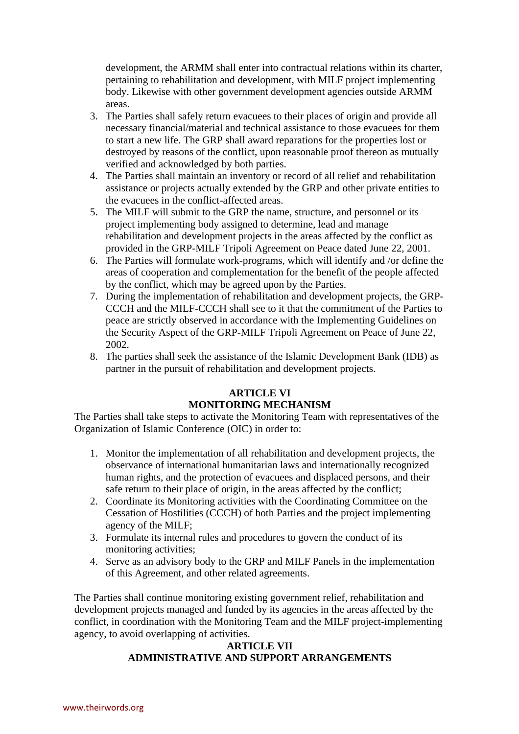development, the ARMM shall enter into contractual relations within its charter, pertaining to rehabilitation and development, with MILF project implementing body. Likewise with other government development agencies outside ARMM areas.

3. The Parties shall safely return evacuees to their places of origin and provide all necessary financial/material and technical assistance to those evacuees for them to start a new life. The GRP shall award reparations for the properties lost or destroyed by reasons of the conflict, upon reasonable proof thereon as mutually verified and acknowledged by both parties.
4. The Parties shall maintain an inventory or record of all relief and rehabilitation assistance or projects actually extended by the GRP and other private entities to the evacuees in the conflict-affected areas.
5. The MILF will submit to the GRP the name, structure, and personnel or its project implementing body assigned to determine, lead and manage rehabilitation and development projects in the areas affected by the conflict as provided in the GRP-MILF Tripoli Agreement on Peace dated June 22, 2001.
6. The Parties will formulate work-programs, which will identify and /or define the areas of cooperation and complementation for the benefit of the people affected by the conflict, which may be agreed upon by the Parties.
7. During the implementation of rehabilitation and development projects, the GRP-CCCH and the MILF-CCCH shall see to it that the commitment of the Parties to peace are strictly observed in accordance with the Implementing Guidelines on the Security Aspect of the GRP-MILF Tripoli Agreement on Peace of June 22, 2002.
8. The parties shall seek the assistance of the Islamic Development Bank (IDB) as partner in the pursuit of rehabilitation and development projects.

**ARTICLE VI**
**MONITORING MECHANISM**

The Parties shall take steps to activate the Monitoring Team with representatives of the Organization of Islamic Conference (OIC) in order to:

1. Monitor the implementation of all rehabilitation and development projects, the observance of international humanitarian laws and internationally recognized human rights, and the protection of evacuees and displaced persons, and their safe return to their place of origin, in the areas affected by the conflict;
2. Coordinate its Monitoring activities with the Coordinating Committee on the Cessation of Hostilities (CCCH) of both Parties and the project implementing agency of the MILF;
3. Formulate its internal rules and procedures to govern the conduct of its monitoring activities;
4. Serve as an advisory body to the GRP and MILF Panels in the implementation of this Agreement, and other related agreements.

The Parties shall continue monitoring existing government relief, rehabilitation and development projects managed and funded by its agencies in the areas affected by the conflict, in coordination with the Monitoring Team and the MILF project-implementing agency, to avoid overlapping of activities.

**ARTICLE VII**
**ADMINISTRATIVE AND SUPPORT ARRANGEMENTS**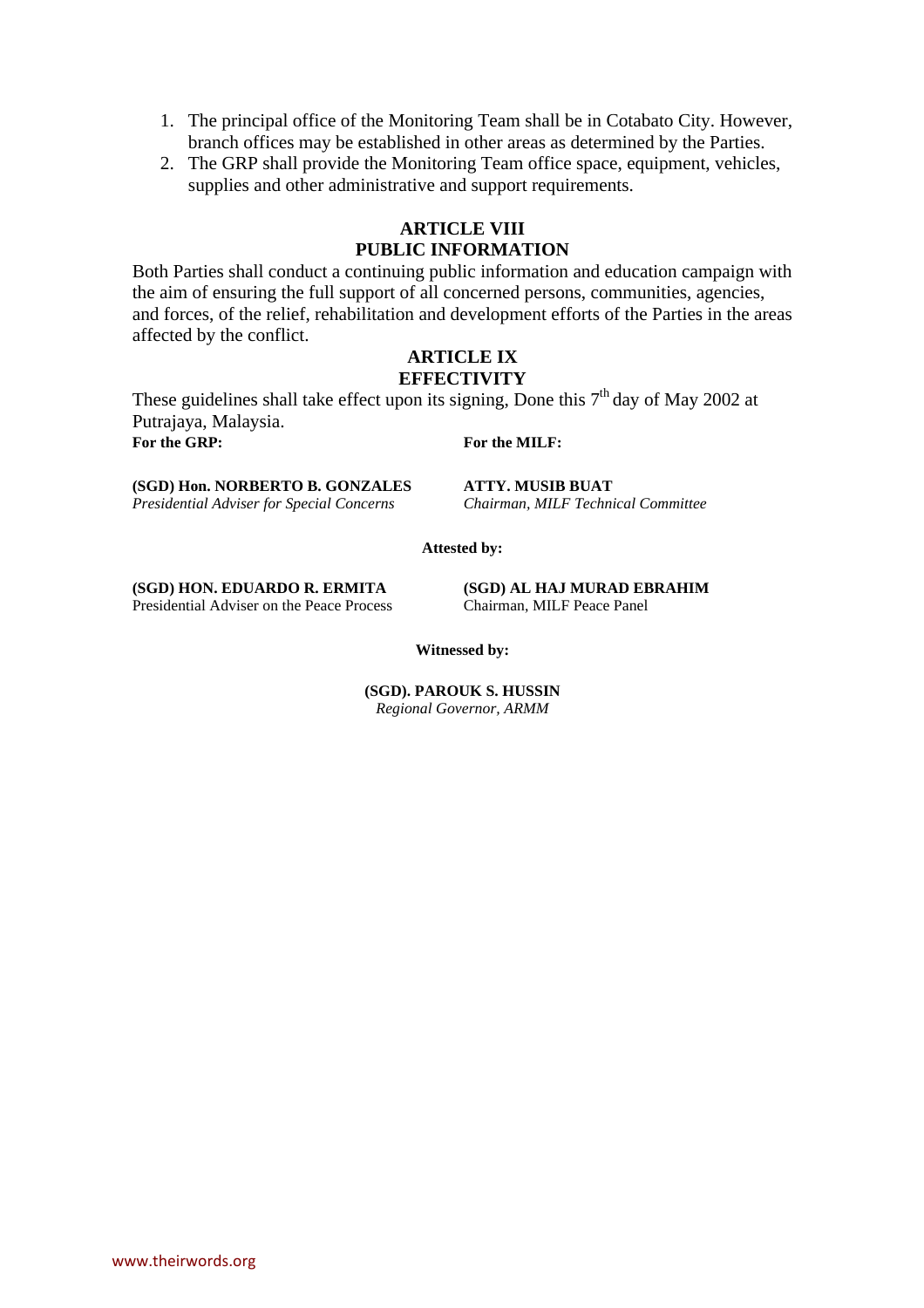1. The principal office of the Monitoring Team shall be in Cotabato City. However, branch offices may be established in other areas as determined by the Parties.
2. The GRP shall provide the Monitoring Team office space, equipment, vehicles, supplies and other administrative and support requirements.

## ARTICLE VIII
## PUBLIC INFORMATION

Both Parties shall conduct a continuing public information and education campaign with the aim of ensuring the full support of all concerned persons, communities, agencies, and forces, of the relief, rehabilitation and development efforts of the Parties in the areas affected by the conflict.

## ARTICLE IX
## EFFECTIVITY

These guidelines shall take effect upon its signing, Done this 7th day of May 2002 at Putrajaya, Malaysia.

**For the GRP:**

**(SGD) Hon. NORBERTO B. GONZALES**
*Presidential Adviser for Special Concerns*

**For the MILF:**

**ATTY. MUSIB BUAT**
*Chairman, MILF Technical Committee*

**Attested by:**

**(SGD) HON. EDUARDO R. ERMITA**
Presidential Adviser on the Peace Process

**(SGD) AL HAJ MURAD EBRAHIM**
Chairman, MILF Peace Panel

**Witnessed by:**

**(SGD). PAROUK S. HUSSIN**
*Regional Governor, ARMM*